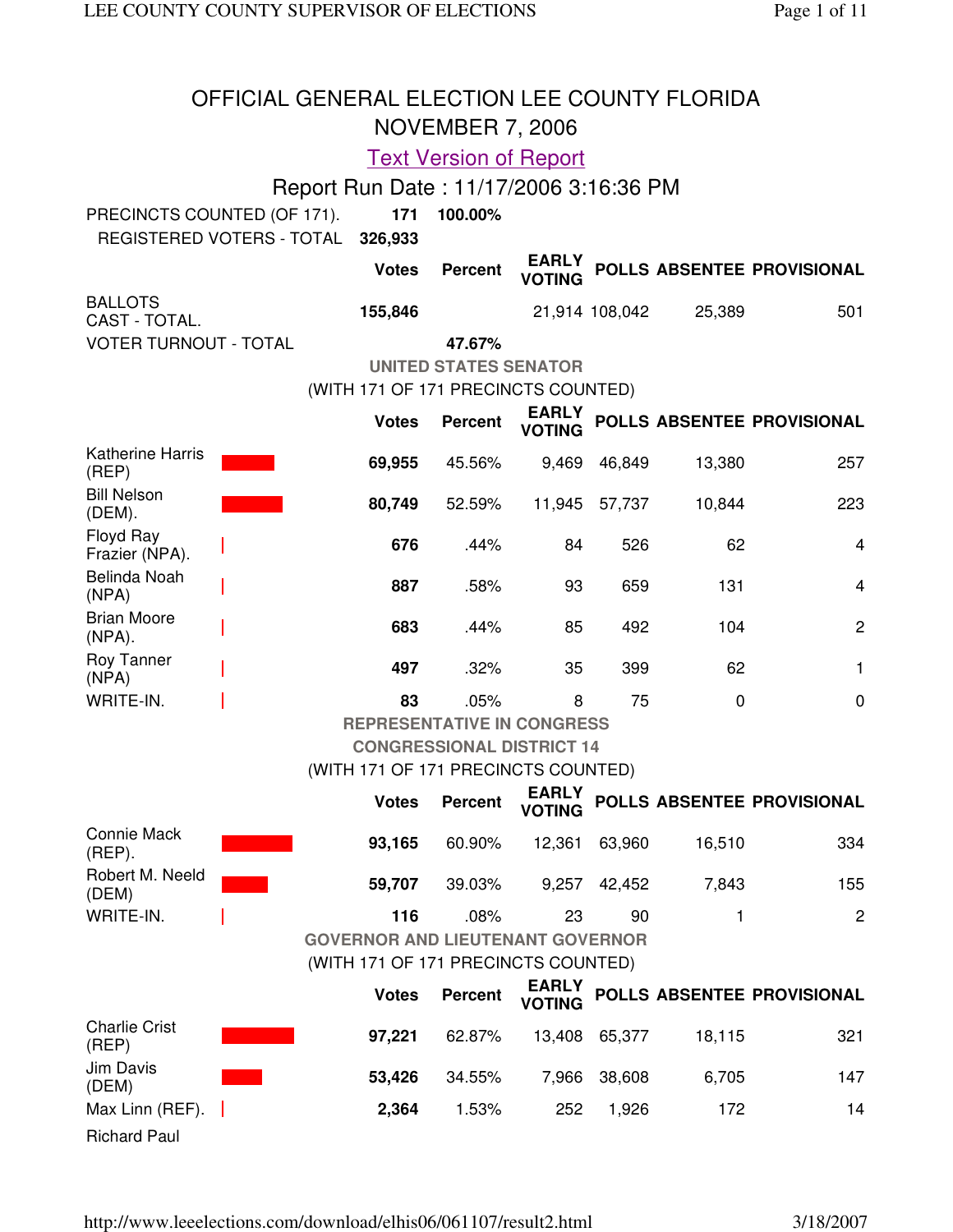# OFFICIAL GENERAL ELECTION LEE COUNTY FLORIDA
## NOVEMBER 7, 2006

Text Version of Report

Report Run Date : 11/17/2006 3:16:36 PM

| | Votes | Percent | EARLY VOTING | POLLS | ABSENTEE | PROVISIONAL |
|---|---|---|---|---|---|---|
| PRECINCTS COUNTED (OF 171). | **171** | **100.00%** | | | | |
| REGISTERED VOTERS - TOTAL | **326,933** | | | | | |
| BALLOTS CAST - TOTAL. | **155,846** | | 21,914 | 108,042 | 25,389 | 501 |
| VOTER TURNOUT - TOTAL | | **47.67%** | | | | |

### UNITED STATES SENATOR
(WITH 171 OF 171 PRECINCTS COUNTED)

| | Votes | Percent | EARLY VOTING | POLLS | ABSENTEE | PROVISIONAL |
|---|---|---|---|---|---|---|
| Katherine Harris (REP) | **69,955** | 45.56% | 9,469 | 46,849 | 13,380 | 257 |
| Bill Nelson (DEM). | **80,749** | 52.59% | 11,945 | 57,737 | 10,844 | 223 |
| Floyd Ray Frazier (NPA). | **676** | .44% | 84 | 526 | 62 | 4 |
| Belinda Noah (NPA) | **887** | .58% | 93 | 659 | 131 | 4 |
| Brian Moore (NPA). | **683** | .44% | 85 | 492 | 104 | 2 |
| Roy Tanner (NPA) | **497** | .32% | 35 | 399 | 62 | 1 |
| WRITE-IN. | **83** | .05% | 8 | 75 | 0 | 0 |

### REPRESENTATIVE IN CONGRESS
### CONGRESSIONAL DISTRICT 14
(WITH 171 OF 171 PRECINCTS COUNTED)

| | Votes | Percent | EARLY VOTING | POLLS | ABSENTEE | PROVISIONAL |
|---|---|---|---|---|---|---|
| Connie Mack (REP). | **93,165** | 60.90% | 12,361 | 63,960 | 16,510 | 334 |
| Robert M. Neeld (DEM) | **59,707** | 39.03% | 9,257 | 42,452 | 7,843 | 155 |
| WRITE-IN. | **116** | .08% | 23 | 90 | 1 | 2 |

### GOVERNOR AND LIEUTENANT GOVERNOR
(WITH 171 OF 171 PRECINCTS COUNTED)

| | Votes | Percent | EARLY VOTING | POLLS | ABSENTEE | PROVISIONAL |
|---|---|---|---|---|---|---|
| Charlie Crist (REP) | **97,221** | 62.87% | 13,408 | 65,377 | 18,115 | 321 |
| Jim Davis (DEM) | **53,426** | 34.55% | 7,966 | 38,608 | 6,705 | 147 |
| Max Linn (REF). | **2,364** | 1.53% | 252 | 1,926 | 172 | 14 |
| Richard Paul | | | | | | |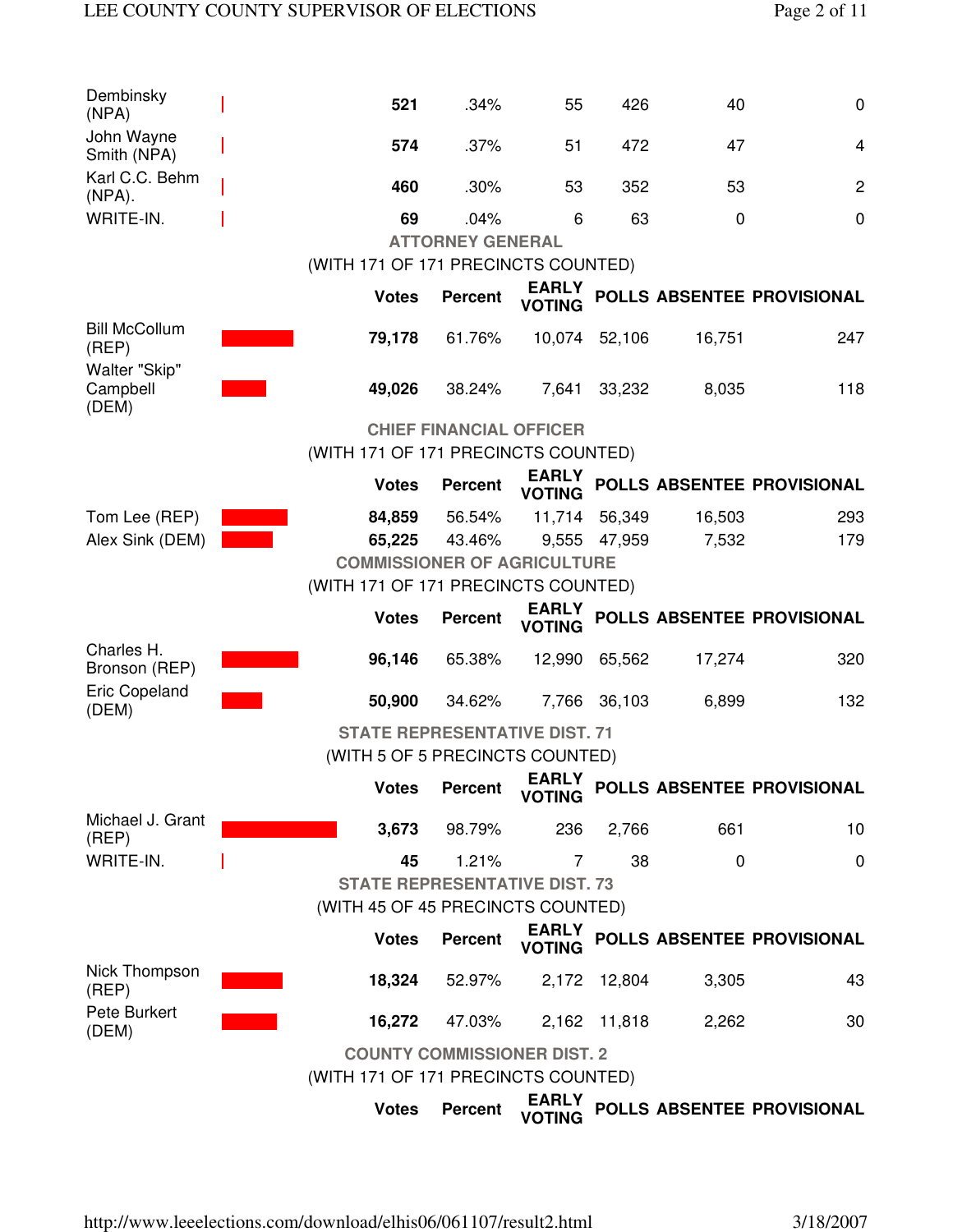| | Votes | Percent | EARLY VOTING | POLLS | ABSENTEE | PROVISIONAL |
|---|---|---|---|---|---|---|
| Dembinsky (NPA) | **521** | .34% | 55 | 426 | 40 | 0 |
| John Wayne Smith (NPA) | **574** | .37% | 51 | 472 | 47 | 4 |
| Karl C.C. Behm (NPA). | **460** | .30% | 53 | 352 | 53 | 2 |
| WRITE-IN. | **69** | .04% | 6 | 63 | 0 | 0 |

## ATTORNEY GENERAL

(WITH 171 OF 171 PRECINCTS COUNTED)

| | Votes | Percent | EARLY VOTING | POLLS | ABSENTEE | PROVISIONAL |
|---|---|---|---|---|---|---|
| Bill McCollum (REP) | **79,178** | 61.76% | 10,074 | 52,106 | 16,751 | 247 |
| Walter "Skip" Campbell (DEM) | **49,026** | 38.24% | 7,641 | 33,232 | 8,035 | 118 |

## CHIEF FINANCIAL OFFICER

(WITH 171 OF 171 PRECINCTS COUNTED)

| | Votes | Percent | EARLY VOTING | POLLS | ABSENTEE | PROVISIONAL |
|---|---|---|---|---|---|---|
| Tom Lee (REP) | **84,859** | 56.54% | 11,714 | 56,349 | 16,503 | 293 |
| Alex Sink (DEM) | **65,225** | 43.46% | 9,555 | 47,959 | 7,532 | 179 |

## COMMISSIONER OF AGRICULTURE

(WITH 171 OF 171 PRECINCTS COUNTED)

| | Votes | Percent | EARLY VOTING | POLLS | ABSENTEE | PROVISIONAL |
|---|---|---|---|---|---|---|
| Charles H. Bronson (REP) | **96,146** | 65.38% | 12,990 | 65,562 | 17,274 | 320 |
| Eric Copeland (DEM) | **50,900** | 34.62% | 7,766 | 36,103 | 6,899 | 132 |

## STATE REPRESENTATIVE DIST. 71

(WITH 5 OF 5 PRECINCTS COUNTED)

| | Votes | Percent | EARLY VOTING | POLLS | ABSENTEE | PROVISIONAL |
|---|---|---|---|---|---|---|
| Michael J. Grant (REP) | **3,673** | 98.79% | 236 | 2,766 | 661 | 10 |
| WRITE-IN. | **45** | 1.21% | 7 | 38 | 0 | 0 |

## STATE REPRESENTATIVE DIST. 73

(WITH 45 OF 45 PRECINCTS COUNTED)

| | Votes | Percent | EARLY VOTING | POLLS | ABSENTEE | PROVISIONAL |
|---|---|---|---|---|---|---|
| Nick Thompson (REP) | **18,324** | 52.97% | 2,172 | 12,804 | 3,305 | 43 |
| Pete Burkert (DEM) | **16,272** | 47.03% | 2,162 | 11,818 | 2,262 | 30 |

## COUNTY COMMISSIONER DIST. 2

(WITH 171 OF 171 PRECINCTS COUNTED)

| | Votes | Percent | EARLY VOTING | POLLS | ABSENTEE | PROVISIONAL |
|---|---|---|---|---|---|---|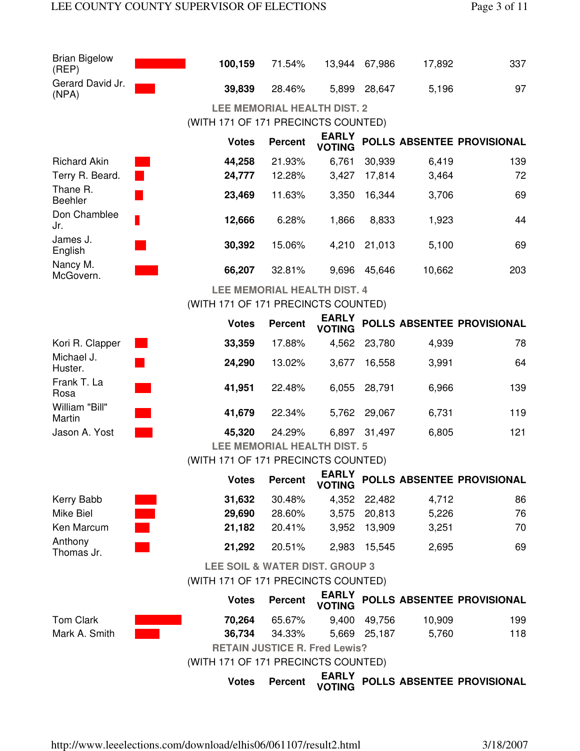| Candidate | Votes | Percent | EARLY VOTING | POLLS | ABSENTEE | PROVISIONAL |
|---|---|---|---|---|---|---|
| Brian Bigelow (REP) | **100,159** | 71.54% | 13,944 | 67,986 | 17,892 | 337 |
| Gerard David Jr. (NPA) | **39,839** | 28.46% | 5,899 | 28,647 | 5,196 | 97 |

## LEE MEMORIAL HEALTH DIST. 2

(WITH 171 OF 171 PRECINCTS COUNTED)

| Candidate | Votes | Percent | EARLY VOTING | POLLS | ABSENTEE | PROVISIONAL |
|---|---|---|---|---|---|---|
| Richard Akin | **44,258** | 21.93% | 6,761 | 30,939 | 6,419 | 139 |
| Terry R. Beard. | **24,777** | 12.28% | 3,427 | 17,814 | 3,464 | 72 |
| Thane R. Beehler | **23,469** | 11.63% | 3,350 | 16,344 | 3,706 | 69 |
| Don Chamblee Jr. | **12,666** | 6.28% | 1,866 | 8,833 | 1,923 | 44 |
| James J. English | **30,392** | 15.06% | 4,210 | 21,013 | 5,100 | 69 |
| Nancy M. McGovern. | **66,207** | 32.81% | 9,696 | 45,646 | 10,662 | 203 |

## LEE MEMORIAL HEALTH DIST. 4

(WITH 171 OF 171 PRECINCTS COUNTED)

| Candidate | Votes | Percent | EARLY VOTING | POLLS | ABSENTEE | PROVISIONAL |
|---|---|---|---|---|---|---|
| Kori R. Clapper | **33,359** | 17.88% | 4,562 | 23,780 | 4,939 | 78 |
| Michael J. Huster. | **24,290** | 13.02% | 3,677 | 16,558 | 3,991 | 64 |
| Frank T. La Rosa | **41,951** | 22.48% | 6,055 | 28,791 | 6,966 | 139 |
| William "Bill" Martin | **41,679** | 22.34% | 5,762 | 29,067 | 6,731 | 119 |
| Jason A. Yost | **45,320** | 24.29% | 6,897 | 31,497 | 6,805 | 121 |

## LEE MEMORIAL HEALTH DIST. 5

(WITH 171 OF 171 PRECINCTS COUNTED)

| Candidate | Votes | Percent | EARLY VOTING | POLLS | ABSENTEE | PROVISIONAL |
|---|---|---|---|---|---|---|
| Kerry Babb | **31,632** | 30.48% | 4,352 | 22,482 | 4,712 | 86 |
| Mike Biel | **29,690** | 28.60% | 3,575 | 20,813 | 5,226 | 76 |
| Ken Marcum | **21,182** | 20.41% | 3,952 | 13,909 | 3,251 | 70 |
| Anthony Thomas Jr. | **21,292** | 20.51% | 2,983 | 15,545 | 2,695 | 69 |

## LEE SOIL & WATER DIST. GROUP 3

(WITH 171 OF 171 PRECINCTS COUNTED)

| Candidate | Votes | Percent | EARLY VOTING | POLLS | ABSENTEE | PROVISIONAL |
|---|---|---|---|---|---|---|
| Tom Clark | **70,264** | 65.67% | 9,400 | 49,756 | 10,909 | 199 |
| Mark A. Smith | **36,734** | 34.33% | 5,669 | 25,187 | 5,760 | 118 |

## RETAIN JUSTICE R. Fred Lewis?

(WITH 171 OF 171 PRECINCTS COUNTED)

| | Votes | Percent | EARLY VOTING | POLLS | ABSENTEE | PROVISIONAL |
|---|---|---|---|---|---|---|

http://www.leeelections.com/download/elhis06/061107/result2.html 3/18/2007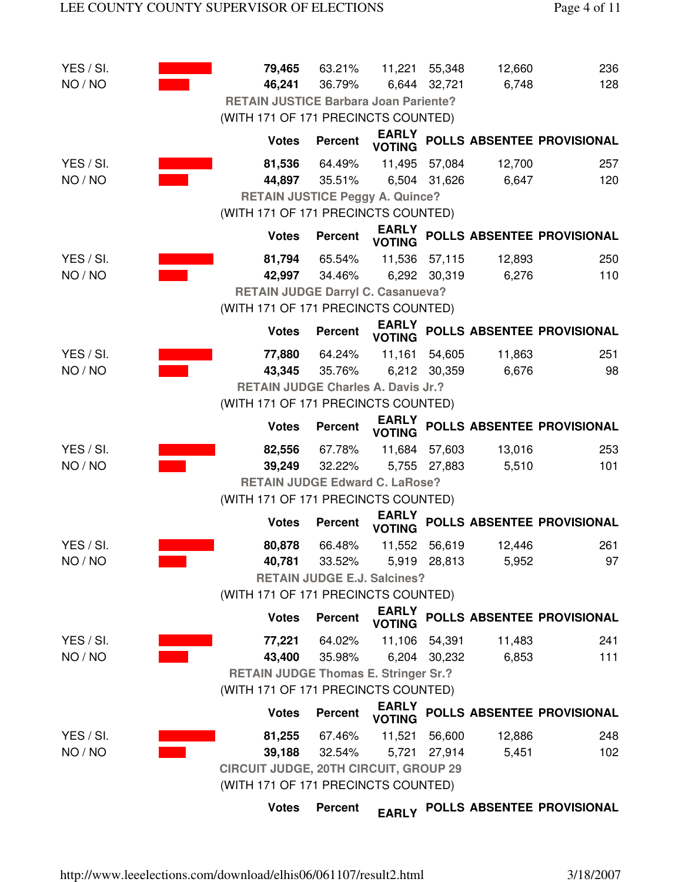| | Votes | Percent | EARLY VOTING | POLLS | ABSENTEE | PROVISIONAL |
|---|---|---|---|---|---|---|
| YES / SI. | **79,465** | 63.21% | 11,221 | 55,348 | 12,660 | 236 |
| NO / NO | **46,241** | 36.79% | 6,644 | 32,721 | 6,748 | 128 |

**RETAIN JUSTICE Barbara Joan Pariente?**

(WITH 171 OF 171 PRECINCTS COUNTED)

| | Votes | Percent | EARLY VOTING | POLLS | ABSENTEE | PROVISIONAL |
|---|---|---|---|---|---|---|
| YES / SI. | **81,536** | 64.49% | 11,495 | 57,084 | 12,700 | 257 |
| NO / NO | **44,897** | 35.51% | 6,504 | 31,626 | 6,647 | 120 |

**RETAIN JUSTICE Peggy A. Quince?**

(WITH 171 OF 171 PRECINCTS COUNTED)

| | Votes | Percent | EARLY VOTING | POLLS | ABSENTEE | PROVISIONAL |
|---|---|---|---|---|---|---|
| YES / SI. | **81,794** | 65.54% | 11,536 | 57,115 | 12,893 | 250 |
| NO / NO | **42,997** | 34.46% | 6,292 | 30,319 | 6,276 | 110 |

**RETAIN JUDGE Darryl C. Casanueva?**

(WITH 171 OF 171 PRECINCTS COUNTED)

| | Votes | Percent | EARLY VOTING | POLLS | ABSENTEE | PROVISIONAL |
|---|---|---|---|---|---|---|
| YES / SI. | **77,880** | 64.24% | 11,161 | 54,605 | 11,863 | 251 |
| NO / NO | **43,345** | 35.76% | 6,212 | 30,359 | 6,676 | 98 |

**RETAIN JUDGE Charles A. Davis Jr.?**

(WITH 171 OF 171 PRECINCTS COUNTED)

| | Votes | Percent | EARLY VOTING | POLLS | ABSENTEE | PROVISIONAL |
|---|---|---|---|---|---|---|
| YES / SI. | **82,556** | 67.78% | 11,684 | 57,603 | 13,016 | 253 |
| NO / NO | **39,249** | 32.22% | 5,755 | 27,883 | 5,510 | 101 |

**RETAIN JUDGE Edward C. LaRose?**

(WITH 171 OF 171 PRECINCTS COUNTED)

| | Votes | Percent | EARLY VOTING | POLLS | ABSENTEE | PROVISIONAL |
|---|---|---|---|---|---|---|
| YES / SI. | **80,878** | 66.48% | 11,552 | 56,619 | 12,446 | 261 |
| NO / NO | **40,781** | 33.52% | 5,919 | 28,813 | 5,952 | 97 |

**RETAIN JUDGE E.J. Salcines?**

(WITH 171 OF 171 PRECINCTS COUNTED)

| | Votes | Percent | EARLY VOTING | POLLS | ABSENTEE | PROVISIONAL |
|---|---|---|---|---|---|---|
| YES / SI. | **77,221** | 64.02% | 11,106 | 54,391 | 11,483 | 241 |
| NO / NO | **43,400** | 35.98% | 6,204 | 30,232 | 6,853 | 111 |

**RETAIN JUDGE Thomas E. Stringer Sr.?**

(WITH 171 OF 171 PRECINCTS COUNTED)

| | Votes | Percent | EARLY VOTING | POLLS | ABSENTEE | PROVISIONAL |
|---|---|---|---|---|---|---|
| YES / SI. | **81,255** | 67.46% | 11,521 | 56,600 | 12,886 | 248 |
| NO / NO | **39,188** | 32.54% | 5,721 | 27,914 | 5,451 | 102 |

**CIRCUIT JUDGE, 20TH CIRCUIT, GROUP 29**

(WITH 171 OF 171 PRECINCTS COUNTED)

| | Votes | Percent | EARLY | POLLS | ABSENTEE | PROVISIONAL |
|---|---|---|---|---|---|---|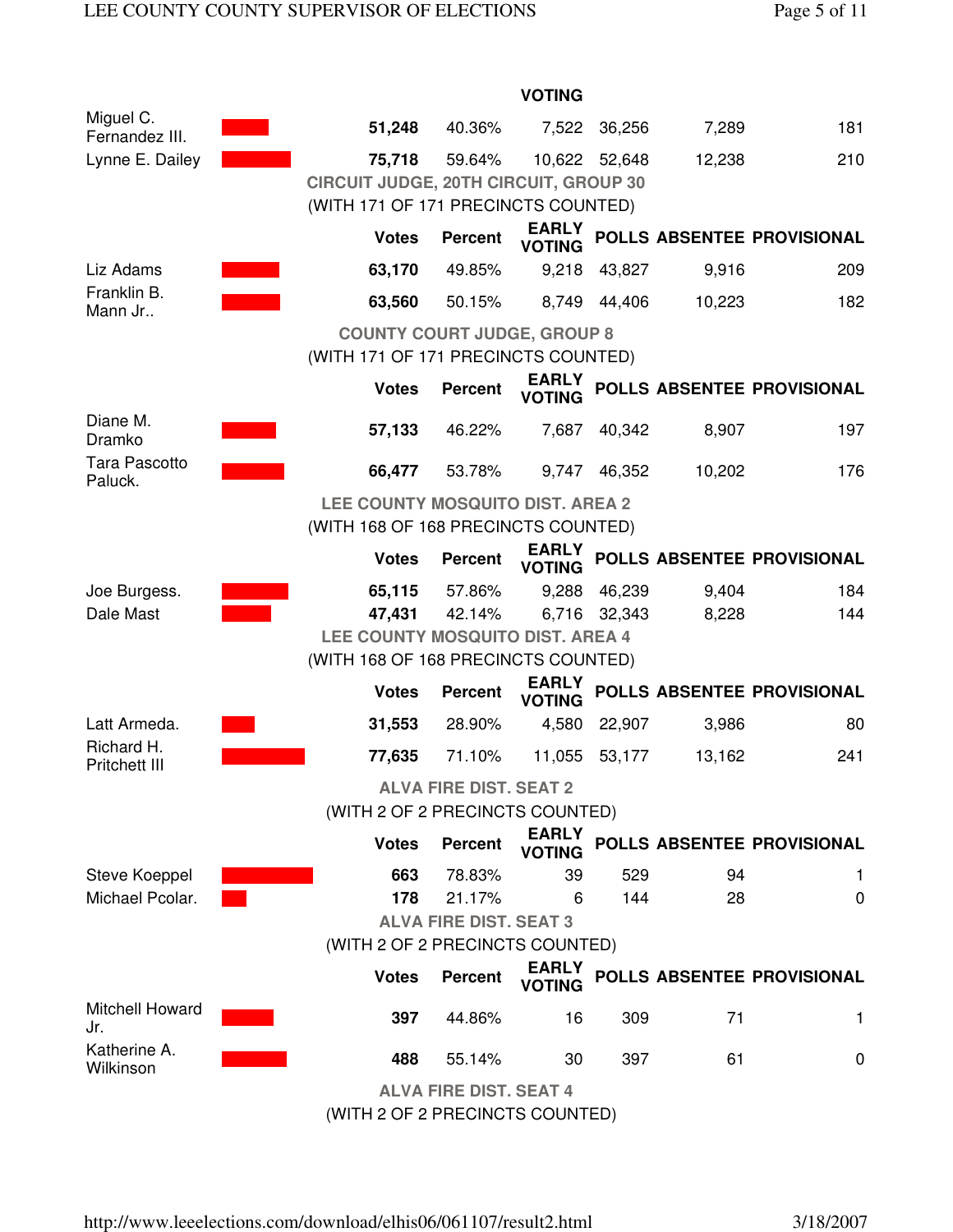| | Votes | Percent | EARLY VOTING | POLLS | ABSENTEE | PROVISIONAL |
|---|---|---|---|---|---|---|
| Miguel C. Fernandez III. | **51,248** | 40.36% | 7,522 | 36,256 | 7,289 | 181 |
| Lynne E. Dailey | **75,718** | 59.64% | 10,622 | 52,648 | 12,238 | 210 |

### CIRCUIT JUDGE, 20TH CIRCUIT, GROUP 30

(WITH 171 OF 171 PRECINCTS COUNTED)

| | Votes | Percent | EARLY VOTING | POLLS | ABSENTEE | PROVISIONAL |
|---|---|---|---|---|---|---|
| Liz Adams | **63,170** | 49.85% | 9,218 | 43,827 | 9,916 | 209 |
| Franklin B. Mann Jr.. | **63,560** | 50.15% | 8,749 | 44,406 | 10,223 | 182 |

### COUNTY COURT JUDGE, GROUP 8

(WITH 171 OF 171 PRECINCTS COUNTED)

| | Votes | Percent | EARLY VOTING | POLLS | ABSENTEE | PROVISIONAL |
|---|---|---|---|---|---|---|
| Diane M. Dramko | **57,133** | 46.22% | 7,687 | 40,342 | 8,907 | 197 |
| Tara Pascotto Paluck. | **66,477** | 53.78% | 9,747 | 46,352 | 10,202 | 176 |

### LEE COUNTY MOSQUITO DIST. AREA 2

(WITH 168 OF 168 PRECINCTS COUNTED)

| | Votes | Percent | EARLY VOTING | POLLS | ABSENTEE | PROVISIONAL |
|---|---|---|---|---|---|---|
| Joe Burgess. | **65,115** | 57.86% | 9,288 | 46,239 | 9,404 | 184 |
| Dale Mast | **47,431** | 42.14% | 6,716 | 32,343 | 8,228 | 144 |

### LEE COUNTY MOSQUITO DIST. AREA 4

(WITH 168 OF 168 PRECINCTS COUNTED)

| | Votes | Percent | EARLY VOTING | POLLS | ABSENTEE | PROVISIONAL |
|---|---|---|---|---|---|---|
| Latt Armeda. | **31,553** | 28.90% | 4,580 | 22,907 | 3,986 | 80 |
| Richard H. Pritchett III | **77,635** | 71.10% | 11,055 | 53,177 | 13,162 | 241 |

### ALVA FIRE DIST. SEAT 2

(WITH 2 OF 2 PRECINCTS COUNTED)

| | Votes | Percent | EARLY VOTING | POLLS | ABSENTEE | PROVISIONAL |
|---|---|---|---|---|---|---|
| Steve Koeppel | **663** | 78.83% | 39 | 529 | 94 | 1 |
| Michael Pcolar. | **178** | 21.17% | 6 | 144 | 28 | 0 |

### ALVA FIRE DIST. SEAT 3

(WITH 2 OF 2 PRECINCTS COUNTED)

| | Votes | Percent | EARLY VOTING | POLLS | ABSENTEE | PROVISIONAL |
|---|---|---|---|---|---|---|
| Mitchell Howard Jr. | **397** | 44.86% | 16 | 309 | 71 | 1 |
| Katherine A. Wilkinson | **488** | 55.14% | 30 | 397 | 61 | 0 |

### ALVA FIRE DIST. SEAT 4

(WITH 2 OF 2 PRECINCTS COUNTED)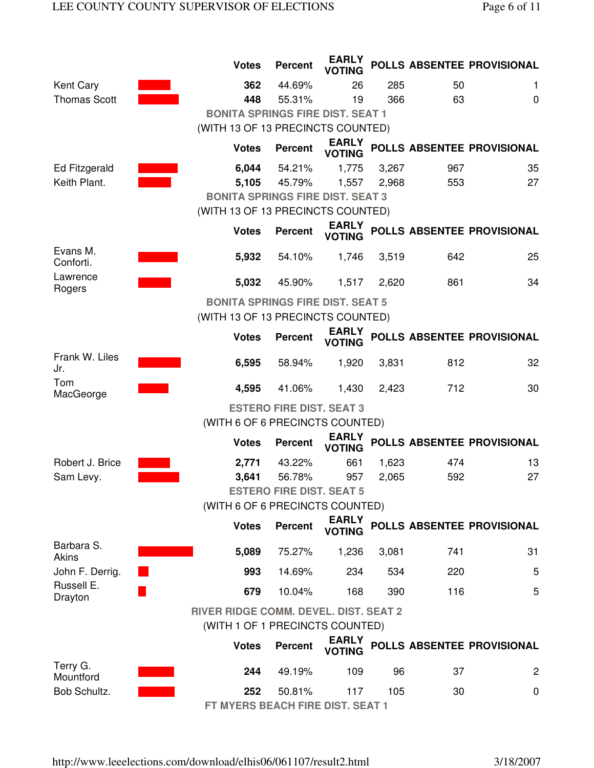| | Votes | Percent | EARLY VOTING | POLLS | ABSENTEE | PROVISIONAL |
|---|---|---|---|---|---|---|
| Kent Cary | **362** | 44.69% | 26 | 285 | 50 | 1 |
| Thomas Scott | **448** | 55.31% | 19 | 366 | 63 | 0 |

### BONITA SPRINGS FIRE DIST. SEAT 1

(WITH 13 OF 13 PRECINCTS COUNTED)

| | Votes | Percent | EARLY VOTING | POLLS | ABSENTEE | PROVISIONAL |
|---|---|---|---|---|---|---|
| Ed Fitzgerald | **6,044** | 54.21% | 1,775 | 3,267 | 967 | 35 |
| Keith Plant. | **5,105** | 45.79% | 1,557 | 2,968 | 553 | 27 |

### BONITA SPRINGS FIRE DIST. SEAT 3

(WITH 13 OF 13 PRECINCTS COUNTED)

| | Votes | Percent | EARLY VOTING | POLLS | ABSENTEE | PROVISIONAL |
|---|---|---|---|---|---|---|
| Evans M. Conforti. | **5,932** | 54.10% | 1,746 | 3,519 | 642 | 25 |
| Lawrence Rogers | **5,032** | 45.90% | 1,517 | 2,620 | 861 | 34 |

### BONITA SPRINGS FIRE DIST. SEAT 5

(WITH 13 OF 13 PRECINCTS COUNTED)

| | Votes | Percent | EARLY VOTING | POLLS | ABSENTEE | PROVISIONAL |
|---|---|---|---|---|---|---|
| Frank W. Liles Jr. | **6,595** | 58.94% | 1,920 | 3,831 | 812 | 32 |
| Tom MacGeorge | **4,595** | 41.06% | 1,430 | 2,423 | 712 | 30 |

### ESTERO FIRE DIST. SEAT 3

(WITH 6 OF 6 PRECINCTS COUNTED)

| | Votes | Percent | EARLY VOTING | POLLS | ABSENTEE | PROVISIONAL |
|---|---|---|---|---|---|---|
| Robert J. Brice | **2,771** | 43.22% | 661 | 1,623 | 474 | 13 |
| Sam Levy. | **3,641** | 56.78% | 957 | 2,065 | 592 | 27 |

### ESTERO FIRE DIST. SEAT 5

(WITH 6 OF 6 PRECINCTS COUNTED)

| | Votes | Percent | EARLY VOTING | POLLS | ABSENTEE | PROVISIONAL |
|---|---|---|---|---|---|---|
| Barbara S. Akins | **5,089** | 75.27% | 1,236 | 3,081 | 741 | 31 |
| John F. Derrig. | **993** | 14.69% | 234 | 534 | 220 | 5 |
| Russell E. Drayton | **679** | 10.04% | 168 | 390 | 116 | 5 |

### RIVER RIDGE COMM. DEVEL. DIST. SEAT 2

(WITH 1 OF 1 PRECINCTS COUNTED)

| | Votes | Percent | EARLY VOTING | POLLS | ABSENTEE | PROVISIONAL |
|---|---|---|---|---|---|---|
| Terry G. Mountford | **244** | 49.19% | 109 | 96 | 37 | 2 |
| Bob Schultz. | **252** | 50.81% | 117 | 105 | 30 | 0 |

### FT MYERS BEACH FIRE DIST. SEAT 1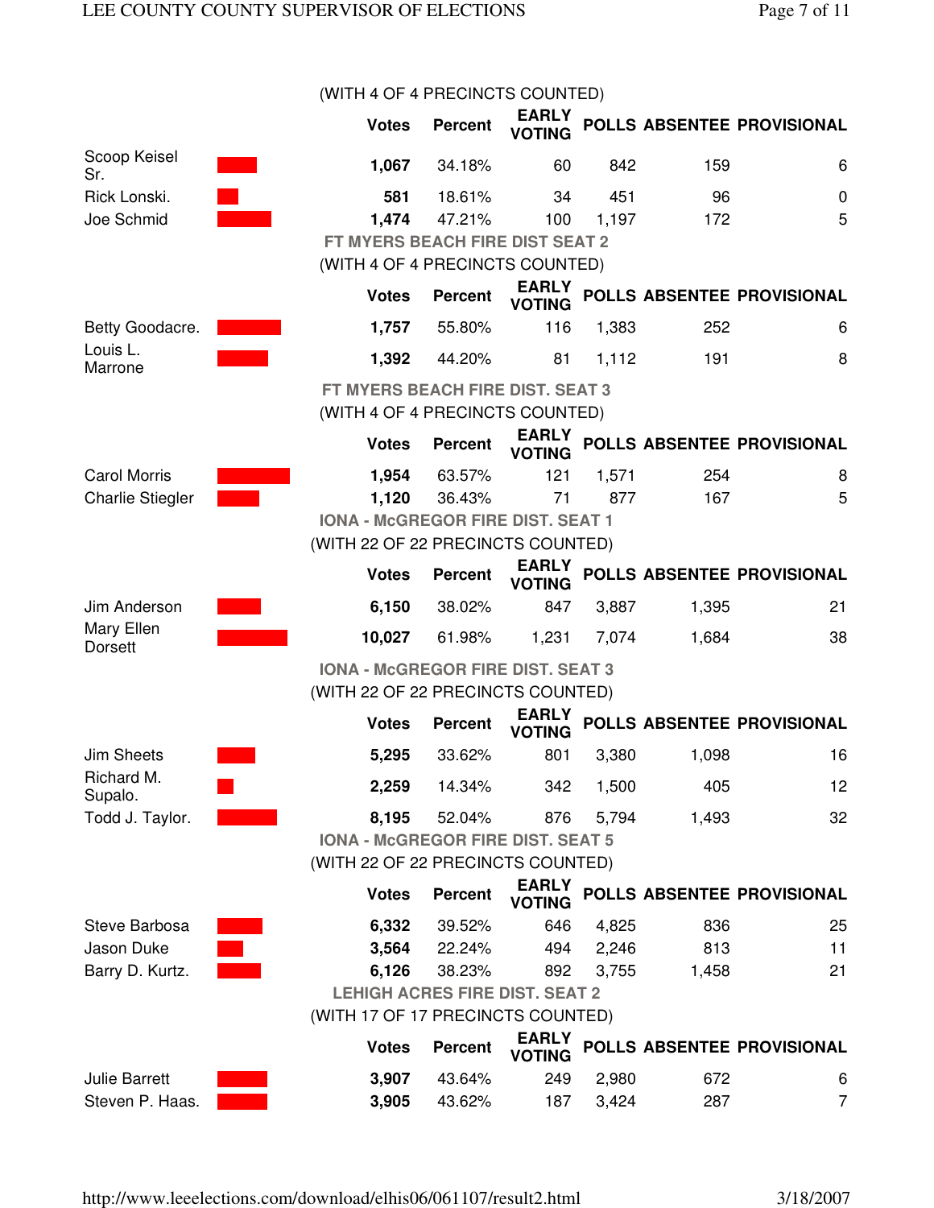(WITH 4 OF 4 PRECINCTS COUNTED)

| | Votes | Percent | EARLY VOTING | POLLS | ABSENTEE | PROVISIONAL |
|---|---|---|---|---|---|---|
| Scoop Keisel Sr. | **1,067** | 34.18% | 60 | 842 | 159 | 6 |
| Rick Lonski. | **581** | 18.61% | 34 | 451 | 96 | 0 |
| Joe Schmid | **1,474** | 47.21% | 100 | 1,197 | 172 | 5 |

## FT MYERS BEACH FIRE DIST SEAT 2

(WITH 4 OF 4 PRECINCTS COUNTED)

| | Votes | Percent | EARLY VOTING | POLLS | ABSENTEE | PROVISIONAL |
|---|---|---|---|---|---|---|
| Betty Goodacre. | **1,757** | 55.80% | 116 | 1,383 | 252 | 6 |
| Louis L. Marrone | **1,392** | 44.20% | 81 | 1,112 | 191 | 8 |

## FT MYERS BEACH FIRE DIST. SEAT 3

(WITH 4 OF 4 PRECINCTS COUNTED)

| | Votes | Percent | EARLY VOTING | POLLS | ABSENTEE | PROVISIONAL |
|---|---|---|---|---|---|---|
| Carol Morris | **1,954** | 63.57% | 121 | 1,571 | 254 | 8 |
| Charlie Stiegler | **1,120** | 36.43% | 71 | 877 | 167 | 5 |

## IONA - McGREGOR FIRE DIST. SEAT 1

(WITH 22 OF 22 PRECINCTS COUNTED)

| | Votes | Percent | EARLY VOTING | POLLS | ABSENTEE | PROVISIONAL |
|---|---|---|---|---|---|---|
| Jim Anderson | **6,150** | 38.02% | 847 | 3,887 | 1,395 | 21 |
| Mary Ellen Dorsett | **10,027** | 61.98% | 1,231 | 7,074 | 1,684 | 38 |

## IONA - McGREGOR FIRE DIST. SEAT 3

(WITH 22 OF 22 PRECINCTS COUNTED)

| | Votes | Percent | EARLY VOTING | POLLS | ABSENTEE | PROVISIONAL |
|---|---|---|---|---|---|---|
| Jim Sheets | **5,295** | 33.62% | 801 | 3,380 | 1,098 | 16 |
| Richard M. Supalo. | **2,259** | 14.34% | 342 | 1,500 | 405 | 12 |
| Todd J. Taylor. | **8,195** | 52.04% | 876 | 5,794 | 1,493 | 32 |

## IONA - McGREGOR FIRE DIST. SEAT 5

(WITH 22 OF 22 PRECINCTS COUNTED)

| | Votes | Percent | EARLY VOTING | POLLS | ABSENTEE | PROVISIONAL |
|---|---|---|---|---|---|---|
| Steve Barbosa | **6,332** | 39.52% | 646 | 4,825 | 836 | 25 |
| Jason Duke | **3,564** | 22.24% | 494 | 2,246 | 813 | 11 |
| Barry D. Kurtz. | **6,126** | 38.23% | 892 | 3,755 | 1,458 | 21 |

## LEHIGH ACRES FIRE DIST. SEAT 2

(WITH 17 OF 17 PRECINCTS COUNTED)

| | Votes | Percent | EARLY VOTING | POLLS | ABSENTEE | PROVISIONAL |
|---|---|---|---|---|---|---|
| Julie Barrett | **3,907** | 43.64% | 249 | 2,980 | 672 | 6 |
| Steven P. Haas. | **3,905** | 43.62% | 187 | 3,424 | 287 | 7 |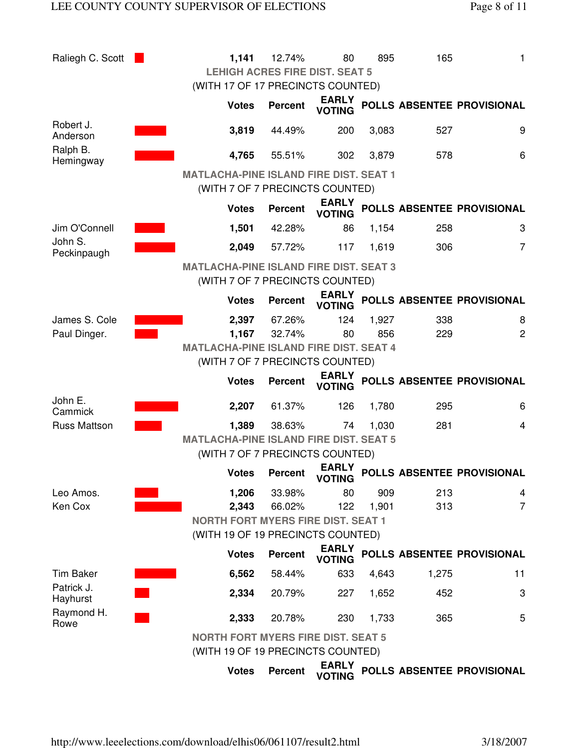| | Votes | Percent | EARLY VOTING | POLLS | ABSENTEE | PROVISIONAL |
|---|---|---|---|---|---|---|
| Raliegh C. Scott | **1,141** | 12.74% | 80 | 895 | 165 | 1 |

### LEHIGH ACRES FIRE DIST. SEAT 5

(WITH 17 OF 17 PRECINCTS COUNTED)

| | Votes | Percent | EARLY VOTING | POLLS | ABSENTEE | PROVISIONAL |
|---|---|---|---|---|---|---|
| Robert J. Anderson | **3,819** | 44.49% | 200 | 3,083 | 527 | 9 |
| Ralph B. Hemingway | **4,765** | 55.51% | 302 | 3,879 | 578 | 6 |

### MATLACHA-PINE ISLAND FIRE DIST. SEAT 1

(WITH 7 OF 7 PRECINCTS COUNTED)

| | Votes | Percent | EARLY VOTING | POLLS | ABSENTEE | PROVISIONAL |
|---|---|---|---|---|---|---|
| Jim O'Connell | **1,501** | 42.28% | 86 | 1,154 | 258 | 3 |
| John S. Peckinpaugh | **2,049** | 57.72% | 117 | 1,619 | 306 | 7 |

### MATLACHA-PINE ISLAND FIRE DIST. SEAT 3

(WITH 7 OF 7 PRECINCTS COUNTED)

| | Votes | Percent | EARLY VOTING | POLLS | ABSENTEE | PROVISIONAL |
|---|---|---|---|---|---|---|
| James S. Cole | **2,397** | 67.26% | 124 | 1,927 | 338 | 8 |
| Paul Dinger. | **1,167** | 32.74% | 80 | 856 | 229 | 2 |

### MATLACHA-PINE ISLAND FIRE DIST. SEAT 4

(WITH 7 OF 7 PRECINCTS COUNTED)

| | Votes | Percent | EARLY VOTING | POLLS | ABSENTEE | PROVISIONAL |
|---|---|---|---|---|---|---|
| John E. Cammick | **2,207** | 61.37% | 126 | 1,780 | 295 | 6 |
| Russ Mattson | **1,389** | 38.63% | 74 | 1,030 | 281 | 4 |

### MATLACHA-PINE ISLAND FIRE DIST. SEAT 5

(WITH 7 OF 7 PRECINCTS COUNTED)

| | Votes | Percent | EARLY VOTING | POLLS | ABSENTEE | PROVISIONAL |
|---|---|---|---|---|---|---|
| Leo Amos. | **1,206** | 33.98% | 80 | 909 | 213 | 4 |
| Ken Cox | **2,343** | 66.02% | 122 | 1,901 | 313 | 7 |

### NORTH FORT MYERS FIRE DIST. SEAT 1

(WITH 19 OF 19 PRECINCTS COUNTED)

| | Votes | Percent | EARLY VOTING | POLLS | ABSENTEE | PROVISIONAL |
|---|---|---|---|---|---|---|
| Tim Baker | **6,562** | 58.44% | 633 | 4,643 | 1,275 | 11 |
| Patrick J. Hayhurst | **2,334** | 20.79% | 227 | 1,652 | 452 | 3 |
| Raymond H. Rowe | **2,333** | 20.78% | 230 | 1,733 | 365 | 5 |

### NORTH FORT MYERS FIRE DIST. SEAT 5

(WITH 19 OF 19 PRECINCTS COUNTED)

| | Votes | Percent | EARLY VOTING | POLLS | ABSENTEE | PROVISIONAL |
|---|---|---|---|---|---|---|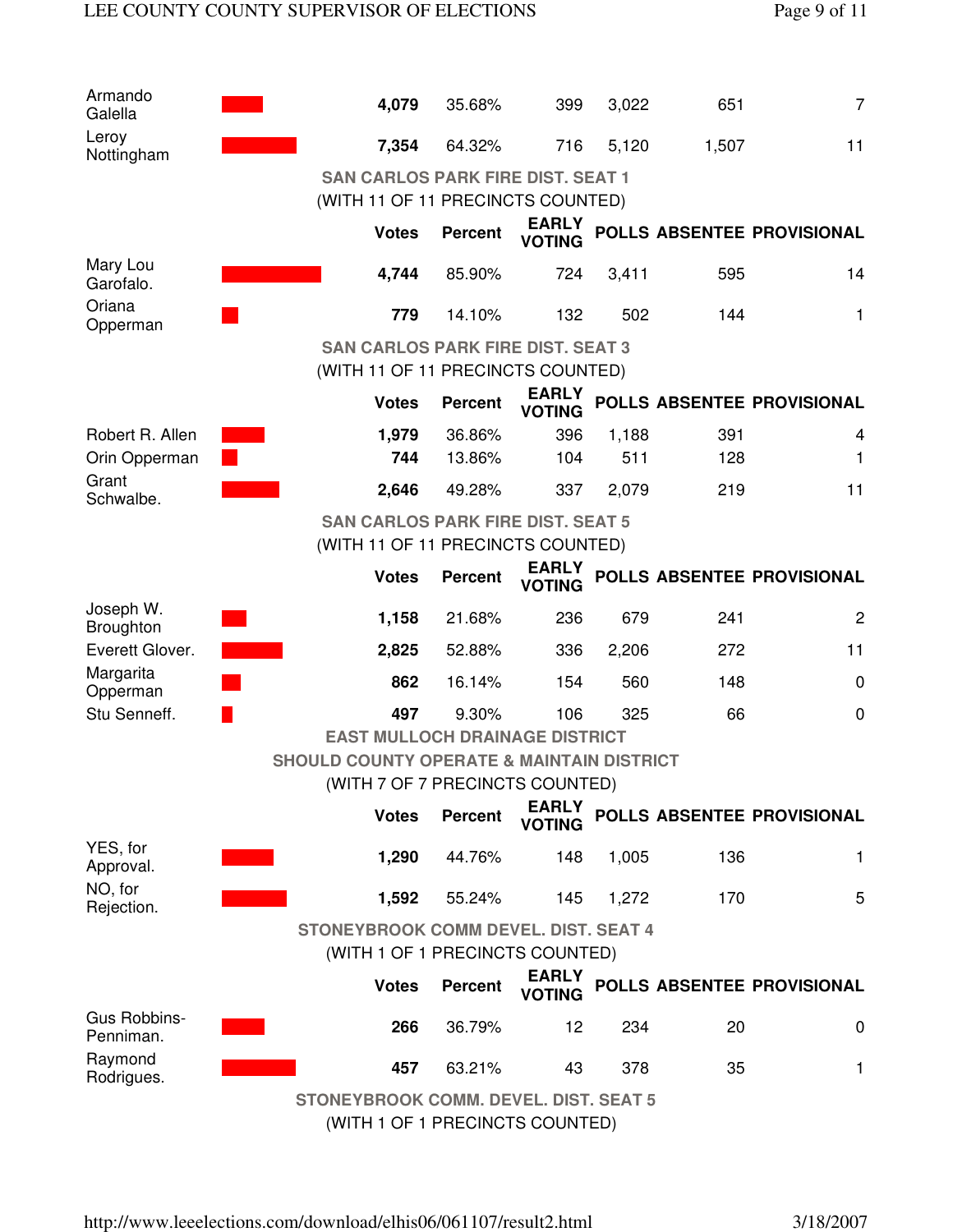| | Votes | Percent | EARLY VOTING | POLLS | ABSENTEE | PROVISIONAL |
|---|---|---|---|---|---|---|
| Armando Galella | **4,079** | 35.68% | 399 | 3,022 | 651 | 7 |
| Leroy Nottingham | **7,354** | 64.32% | 716 | 5,120 | 1,507 | 11 |

### SAN CARLOS PARK FIRE DIST. SEAT 1

(WITH 11 OF 11 PRECINCTS COUNTED)

| | Votes | Percent | EARLY VOTING | POLLS | ABSENTEE | PROVISIONAL |
|---|---|---|---|---|---|---|
| Mary Lou Garofalo. | **4,744** | 85.90% | 724 | 3,411 | 595 | 14 |
| Oriana Opperman | **779** | 14.10% | 132 | 502 | 144 | 1 |

### SAN CARLOS PARK FIRE DIST. SEAT 3

(WITH 11 OF 11 PRECINCTS COUNTED)

| | Votes | Percent | EARLY VOTING | POLLS | ABSENTEE | PROVISIONAL |
|---|---|---|---|---|---|---|
| Robert R. Allen | **1,979** | 36.86% | 396 | 1,188 | 391 | 4 |
| Orin Opperman | **744** | 13.86% | 104 | 511 | 128 | 1 |
| Grant Schwalbe. | **2,646** | 49.28% | 337 | 2,079 | 219 | 11 |

### SAN CARLOS PARK FIRE DIST. SEAT 5

(WITH 11 OF 11 PRECINCTS COUNTED)

| | Votes | Percent | EARLY VOTING | POLLS | ABSENTEE | PROVISIONAL |
|---|---|---|---|---|---|---|
| Joseph W. Broughton | **1,158** | 21.68% | 236 | 679 | 241 | 2 |
| Everett Glover. | **2,825** | 52.88% | 336 | 2,206 | 272 | 11 |
| Margarita Opperman | **862** | 16.14% | 154 | 560 | 148 | 0 |
| Stu Senneff. | **497** | 9.30% | 106 | 325 | 66 | 0 |

### EAST MULLOCH DRAINAGE DISTRICT
### SHOULD COUNTY OPERATE & MAINTAIN DISTRICT

(WITH 7 OF 7 PRECINCTS COUNTED)

| | Votes | Percent | EARLY VOTING | POLLS | ABSENTEE | PROVISIONAL |
|---|---|---|---|---|---|---|
| YES, for Approval. | **1,290** | 44.76% | 148 | 1,005 | 136 | 1 |
| NO, for Rejection. | **1,592** | 55.24% | 145 | 1,272 | 170 | 5 |

### STONEYBROOK COMM DEVEL. DIST. SEAT 4

(WITH 1 OF 1 PRECINCTS COUNTED)

| | Votes | Percent | EARLY VOTING | POLLS | ABSENTEE | PROVISIONAL |
|---|---|---|---|---|---|---|
| Gus Robbins-Penniman. | **266** | 36.79% | 12 | 234 | 20 | 0 |
| Raymond Rodrigues. | **457** | 63.21% | 43 | 378 | 35 | 1 |

### STONEYBROOK COMM. DEVEL. DIST. SEAT 5

(WITH 1 OF 1 PRECINCTS COUNTED)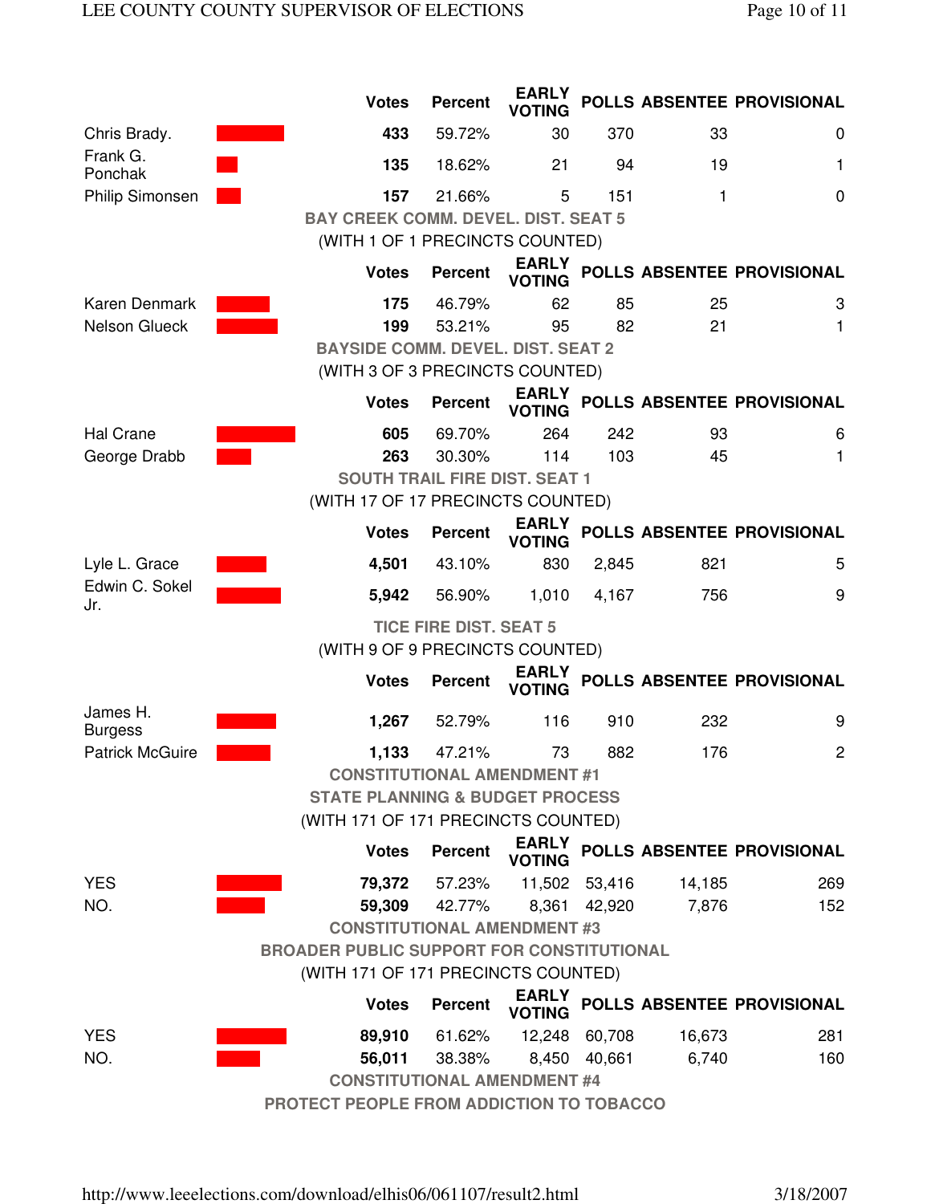| | Votes | Percent | EARLY VOTING | POLLS | ABSENTEE | PROVISIONAL |
|---|---|---|---|---|---|---|
| Chris Brady. | **433** | 59.72% | 30 | 370 | 33 | 0 |
| Frank G. Ponchak | **135** | 18.62% | 21 | 94 | 19 | 1 |
| Philip Simonsen | **157** | 21.66% | 5 | 151 | 1 | 0 |

**BAY CREEK COMM. DEVEL. DIST. SEAT 5**

(WITH 1 OF 1 PRECINCTS COUNTED)

| | Votes | Percent | EARLY VOTING | POLLS | ABSENTEE | PROVISIONAL |
|---|---|---|---|---|---|---|
| Karen Denmark | **175** | 46.79% | 62 | 85 | 25 | 3 |
| Nelson Glueck | **199** | 53.21% | 95 | 82 | 21 | 1 |

**BAYSIDE COMM. DEVEL. DIST. SEAT 2**

(WITH 3 OF 3 PRECINCTS COUNTED)

| | Votes | Percent | EARLY VOTING | POLLS | ABSENTEE | PROVISIONAL |
|---|---|---|---|---|---|---|
| Hal Crane | **605** | 69.70% | 264 | 242 | 93 | 6 |
| George Drabb | **263** | 30.30% | 114 | 103 | 45 | 1 |

**SOUTH TRAIL FIRE DIST. SEAT 1**

(WITH 17 OF 17 PRECINCTS COUNTED)

| | Votes | Percent | EARLY VOTING | POLLS | ABSENTEE | PROVISIONAL |
|---|---|---|---|---|---|---|
| Lyle L. Grace | **4,501** | 43.10% | 830 | 2,845 | 821 | 5 |
| Edwin C. Sokel Jr. | **5,942** | 56.90% | 1,010 | 4,167 | 756 | 9 |

**TICE FIRE DIST. SEAT 5**

(WITH 9 OF 9 PRECINCTS COUNTED)

| | Votes | Percent | EARLY VOTING | POLLS | ABSENTEE | PROVISIONAL |
|---|---|---|---|---|---|---|
| James H. Burgess | **1,267** | 52.79% | 116 | 910 | 232 | 9 |
| Patrick McGuire | **1,133** | 47.21% | 73 | 882 | 176 | 2 |

**CONSTITUTIONAL AMENDMENT #1**

**STATE PLANNING & BUDGET PROCESS**

(WITH 171 OF 171 PRECINCTS COUNTED)

| | Votes | Percent | EARLY VOTING | POLLS | ABSENTEE | PROVISIONAL |
|---|---|---|---|---|---|---|
| YES | **79,372** | 57.23% | 11,502 | 53,416 | 14,185 | 269 |
| NO. | **59,309** | 42.77% | 8,361 | 42,920 | 7,876 | 152 |

**CONSTITUTIONAL AMENDMENT #3**

**BROADER PUBLIC SUPPORT FOR CONSTITUTIONAL**

(WITH 171 OF 171 PRECINCTS COUNTED)

| | Votes | Percent | EARLY VOTING | POLLS | ABSENTEE | PROVISIONAL |
|---|---|---|---|---|---|---|
| YES | **89,910** | 61.62% | 12,248 | 60,708 | 16,673 | 281 |
| NO. | **56,011** | 38.38% | 8,450 | 40,661 | 6,740 | 160 |

**CONSTITUTIONAL AMENDMENT #4**

**PROTECT PEOPLE FROM ADDICTION TO TOBACCO**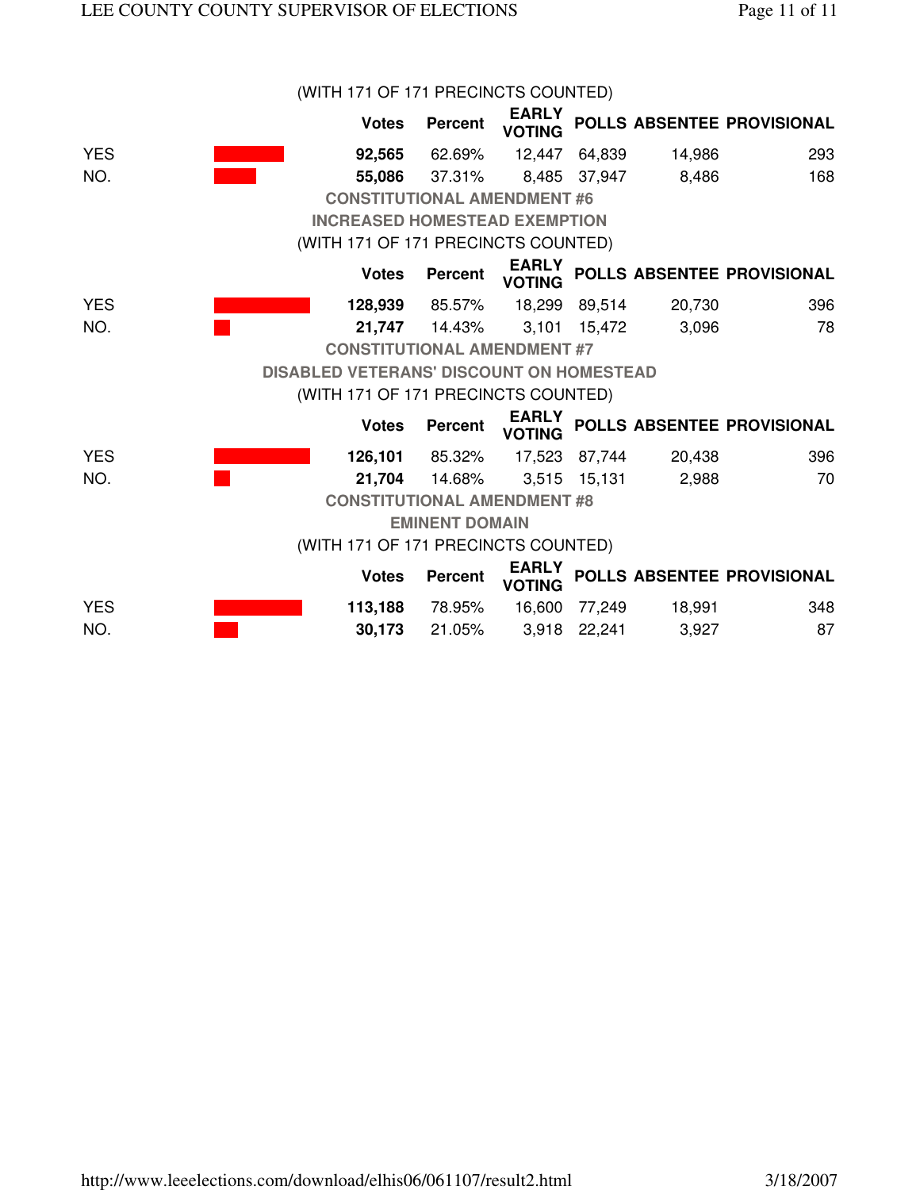(WITH 171 OF 171 PRECINCTS COUNTED)

| | Votes | Percent | EARLY VOTING | POLLS | ABSENTEE | PROVISIONAL |
|---|---|---|---|---|---|---|
| YES | **92,565** | 62.69% | 12,447 | 64,839 | 14,986 | 293 |
| NO. | **55,086** | 37.31% | 8,485 | 37,947 | 8,486 | 168 |

**CONSTITUTIONAL AMENDMENT #6**

**INCREASED HOMESTEAD EXEMPTION**

(WITH 171 OF 171 PRECINCTS COUNTED)

| | Votes | Percent | EARLY VOTING | POLLS | ABSENTEE | PROVISIONAL |
|---|---|---|---|---|---|---|
| YES | **128,939** | 85.57% | 18,299 | 89,514 | 20,730 | 396 |
| NO. | **21,747** | 14.43% | 3,101 | 15,472 | 3,096 | 78 |

**CONSTITUTIONAL AMENDMENT #7**

**DISABLED VETERANS' DISCOUNT ON HOMESTEAD**

(WITH 171 OF 171 PRECINCTS COUNTED)

| | Votes | Percent | EARLY VOTING | POLLS | ABSENTEE | PROVISIONAL |
|---|---|---|---|---|---|---|
| YES | **126,101** | 85.32% | 17,523 | 87,744 | 20,438 | 396 |
| NO. | **21,704** | 14.68% | 3,515 | 15,131 | 2,988 | 70 |

**CONSTITUTIONAL AMENDMENT #8**

**EMINENT DOMAIN**

(WITH 171 OF 171 PRECINCTS COUNTED)

| | Votes | Percent | EARLY VOTING | POLLS | ABSENTEE | PROVISIONAL |
|---|---|---|---|---|---|---|
| YES | **113,188** | 78.95% | 16,600 | 77,249 | 18,991 | 348 |
| NO. | **30,173** | 21.05% | 3,918 | 22,241 | 3,927 | 87 |